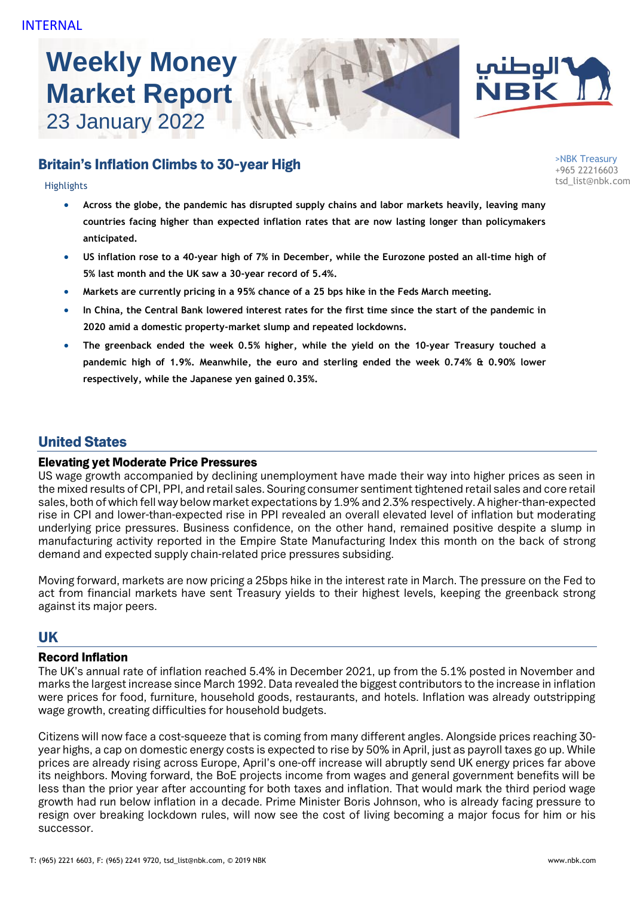INTERNAL

# Weekly Money Market Report
23 January 2022

>NBK Treasury
+965 22216603
tsd_list@nbk.com

## Britain's Inflation Climbs to 30-year High

Highlights

- **Across the globe, the pandemic has disrupted supply chains and labor markets heavily, leaving many countries facing higher than expected inflation rates that are now lasting longer than policymakers anticipated.**
- **US inflation rose to a 40-year high of 7% in December, while the Eurozone posted an all-time high of 5% last month and the UK saw a 30-year record of 5.4%.**
- **Markets are currently pricing in a 95% chance of a 25 bps hike in the Feds March meeting.**
- **In China, the Central Bank lowered interest rates for the first time since the start of the pandemic in 2020 amid a domestic property-market slump and repeated lockdowns.**
- **The greenback ended the week 0.5% higher, while the yield on the 10-year Treasury touched a pandemic high of 1.9%. Meanwhile, the euro and sterling ended the week 0.74% & 0.90% lower respectively, while the Japanese yen gained 0.35%.**

## United States

### Elevating yet Moderate Price Pressures

US wage growth accompanied by declining unemployment have made their way into higher prices as seen in the mixed results of CPI, PPI, and retail sales. Souring consumer sentiment tightened retail sales and core retail sales, both of which fell way below market expectations by 1.9% and 2.3% respectively. A higher-than-expected rise in CPI and lower-than-expected rise in PPI revealed an overall elevated level of inflation but moderating underlying price pressures. Business confidence, on the other hand, remained positive despite a slump in manufacturing activity reported in the Empire State Manufacturing Index this month on the back of strong demand and expected supply chain-related price pressures subsiding.

Moving forward, markets are now pricing a 25bps hike in the interest rate in March. The pressure on the Fed to act from financial markets have sent Treasury yields to their highest levels, keeping the greenback strong against its major peers.

## UK

### Record Inflation

The UK's annual rate of inflation reached 5.4% in December 2021, up from the 5.1% posted in November and marks the largest increase since March 1992. Data revealed the biggest contributors to the increase in inflation were prices for food, furniture, household goods, restaurants, and hotels. Inflation was already outstripping wage growth, creating difficulties for household budgets.

Citizens will now face a cost-squeeze that is coming from many different angles. Alongside prices reaching 30-year highs, a cap on domestic energy costs is expected to rise by 50% in April, just as payroll taxes go up. While prices are already rising across Europe, April's one-off increase will abruptly send UK energy prices far above its neighbors. Moving forward, the BoE projects income from wages and general government benefits will be less than the prior year after accounting for both taxes and inflation. That would mark the third period wage growth had run below inflation in a decade. Prime Minister Boris Johnson, who is already facing pressure to resign over breaking lockdown rules, will now see the cost of living becoming a major focus for him or his successor.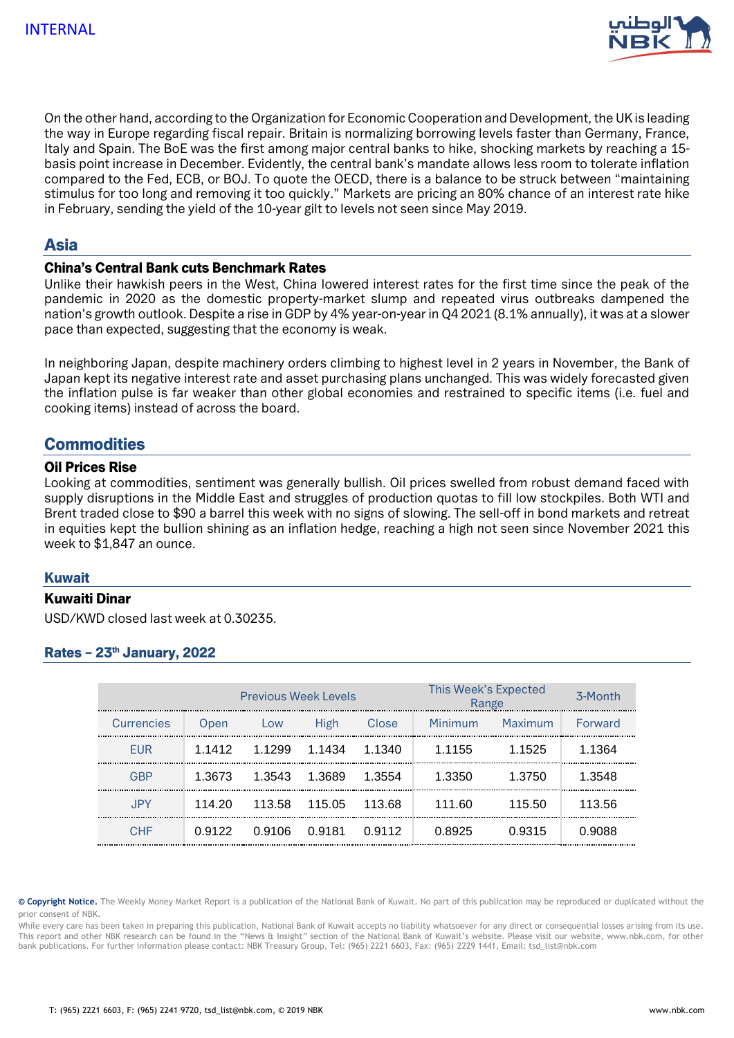On the other hand, according to the Organization for Economic Cooperation and Development, the UK is leading the way in Europe regarding fiscal repair. Britain is normalizing borrowing levels faster than Germany, France, Italy and Spain. The BoE was the first among major central banks to hike, shocking markets by reaching a 15-basis point increase in December. Evidently, the central bank's mandate allows less room to tolerate inflation compared to the Fed, ECB, or BOJ. To quote the OECD, there is a balance to be struck between "maintaining stimulus for too long and removing it too quickly." Markets are pricing an 80% chance of an interest rate hike in February, sending the yield of the 10-year gilt to levels not seen since May 2019.

## Asia

### China's Central Bank cuts Benchmark Rates

Unlike their hawkish peers in the West, China lowered interest rates for the first time since the peak of the pandemic in 2020 as the domestic property-market slump and repeated virus outbreaks dampened the nation's growth outlook. Despite a rise in GDP by 4% year-on-year in Q4 2021 (8.1% annually), it was at a slower pace than expected, suggesting that the economy is weak.

In neighboring Japan, despite machinery orders climbing to highest level in 2 years in November, the Bank of Japan kept its negative interest rate and asset purchasing plans unchanged. This was widely forecasted given the inflation pulse is far weaker than other global economies and restrained to specific items (i.e. fuel and cooking items) instead of across the board.

## Commodities

### Oil Prices Rise

Looking at commodities, sentiment was generally bullish. Oil prices swelled from robust demand faced with supply disruptions in the Middle East and struggles of production quotas to fill low stockpiles. Both WTI and Brent traded close to $90 a barrel this week with no signs of slowing. The sell-off in bond markets and retreat in equities kept the bullion shining as an inflation hedge, reaching a high not seen since November 2021 this week to $1,847 an ounce.

## Kuwait

### Kuwaiti Dinar

USD/KWD closed last week at 0.30235.

## Rates – 23th January, 2022

| | Previous Week Levels | | | | This Week's Expected Range | | 3-Month |
|---|---|---|---|---|---|---|---|
| Currencies | Open | Low | High | Close | Minimum | Maximum | Forward |
| EUR | 1.1412 | 1.1299 | 1.1434 | 1.1340 | 1.1155 | 1.1525 | 1.1364 |
| GBP | 1.3673 | 1.3543 | 1.3689 | 1.3554 | 1.3350 | 1.3750 | 1.3548 |
| JPY | 114.20 | 113.58 | 115.05 | 113.68 | 111.60 | 115.50 | 113.56 |
| CHF | 0.9122 | 0.9106 | 0.9181 | 0.9112 | 0.8925 | 0.9315 | 0.9088 |

**© Copyright Notice.** The Weekly Money Market Report is a publication of the National Bank of Kuwait. No part of this publication may be reproduced or duplicated without the prior consent of NBK.

While every care has been taken in preparing this publication, National Bank of Kuwait accepts no liability whatsoever for any direct or consequential losses arising from its use. This report and other NBK research can be found in the "News & Insight" section of the National Bank of Kuwait's website. Please visit our website, www.nbk.com, for other bank publications. For further information please contact: NBK Treasury Group, Tel: (965) 2221 6603, Fax: (965) 2229 1441, Email: tsd_list@nbk.com